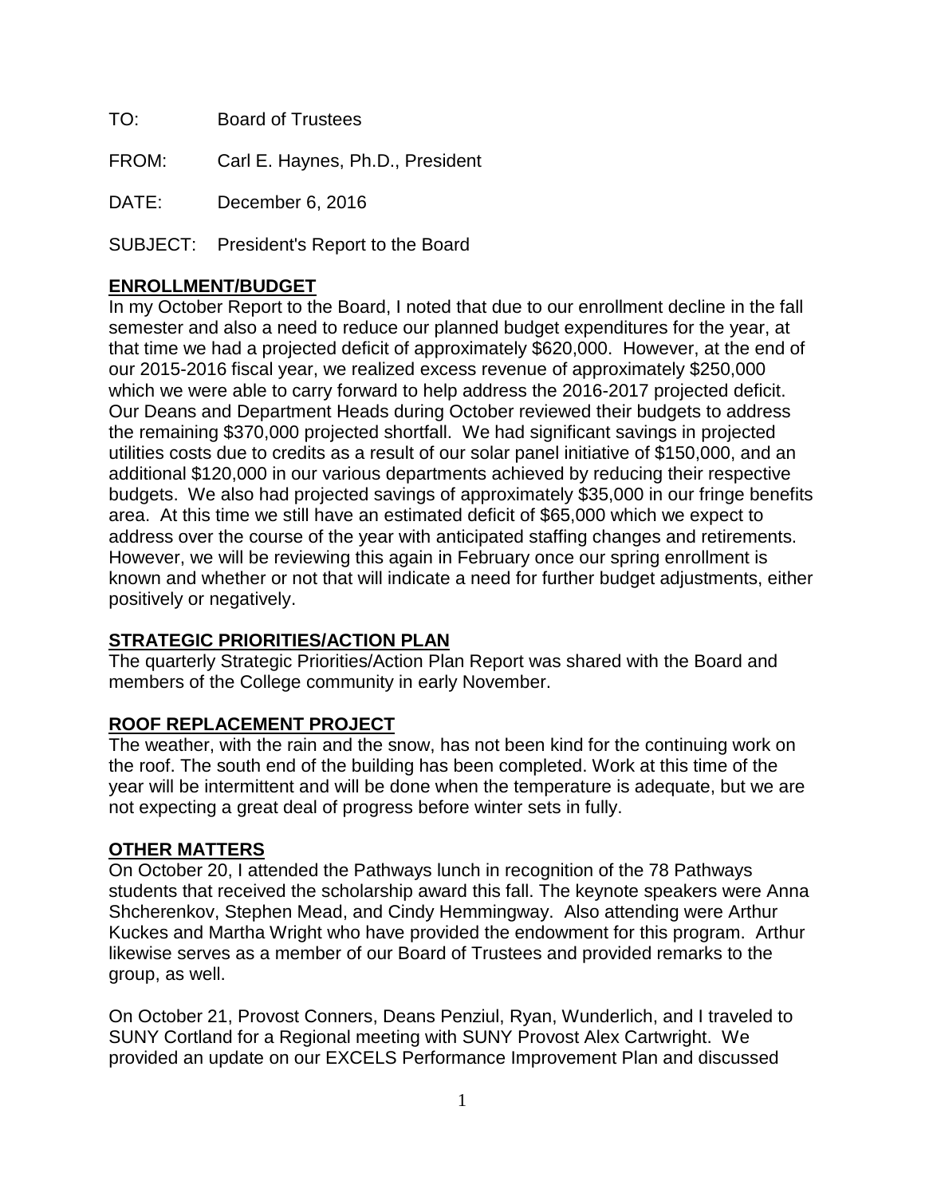TO: Board of Trustees

FROM: Carl E. Haynes, Ph.D., President

DATE: December 6, 2016

SUBJECT: President's Report to the Board

## ENROLLMENT/BUDGET

In my October Report to the Board, I noted that due to our enrollment decline in the fall semester and also a need to reduce our planned budget expenditures for the year, at that time we had a projected deficit of approximately $620,000. However, at the end of our 2015-2016 fiscal year, we realized excess revenue of approximately $250,000 which we were able to carry forward to help address the 2016-2017 projected deficit. Our Deans and Department Heads during October reviewed their budgets to address the remaining $370,000 projected shortfall. We had significant savings in projected utilities costs due to credits as a result of our solar panel initiative of $150,000, and an additional $120,000 in our various departments achieved by reducing their respective budgets. We also had projected savings of approximately $35,000 in our fringe benefits area. At this time we still have an estimated deficit of $65,000 which we expect to address over the course of the year with anticipated staffing changes and retirements. However, we will be reviewing this again in February once our spring enrollment is known and whether or not that will indicate a need for further budget adjustments, either positively or negatively.

## STRATEGIC PRIORITIES/ACTION PLAN

The quarterly Strategic Priorities/Action Plan Report was shared with the Board and members of the College community in early November.

## ROOF REPLACEMENT PROJECT

The weather, with the rain and the snow, has not been kind for the continuing work on the roof. The south end of the building has been completed. Work at this time of the year will be intermittent and will be done when the temperature is adequate, but we are not expecting a great deal of progress before winter sets in fully.

## OTHER MATTERS

On October 20, I attended the Pathways lunch in recognition of the 78 Pathways students that received the scholarship award this fall. The keynote speakers were Anna Shcherenkov, Stephen Mead, and Cindy Hemmingway. Also attending were Arthur Kuckes and Martha Wright who have provided the endowment for this program. Arthur likewise serves as a member of our Board of Trustees and provided remarks to the group, as well.

On October 21, Provost Conners, Deans Penziul, Ryan, Wunderlich, and I traveled to SUNY Cortland for a Regional meeting with SUNY Provost Alex Cartwright. We provided an update on our EXCELS Performance Improvement Plan and discussed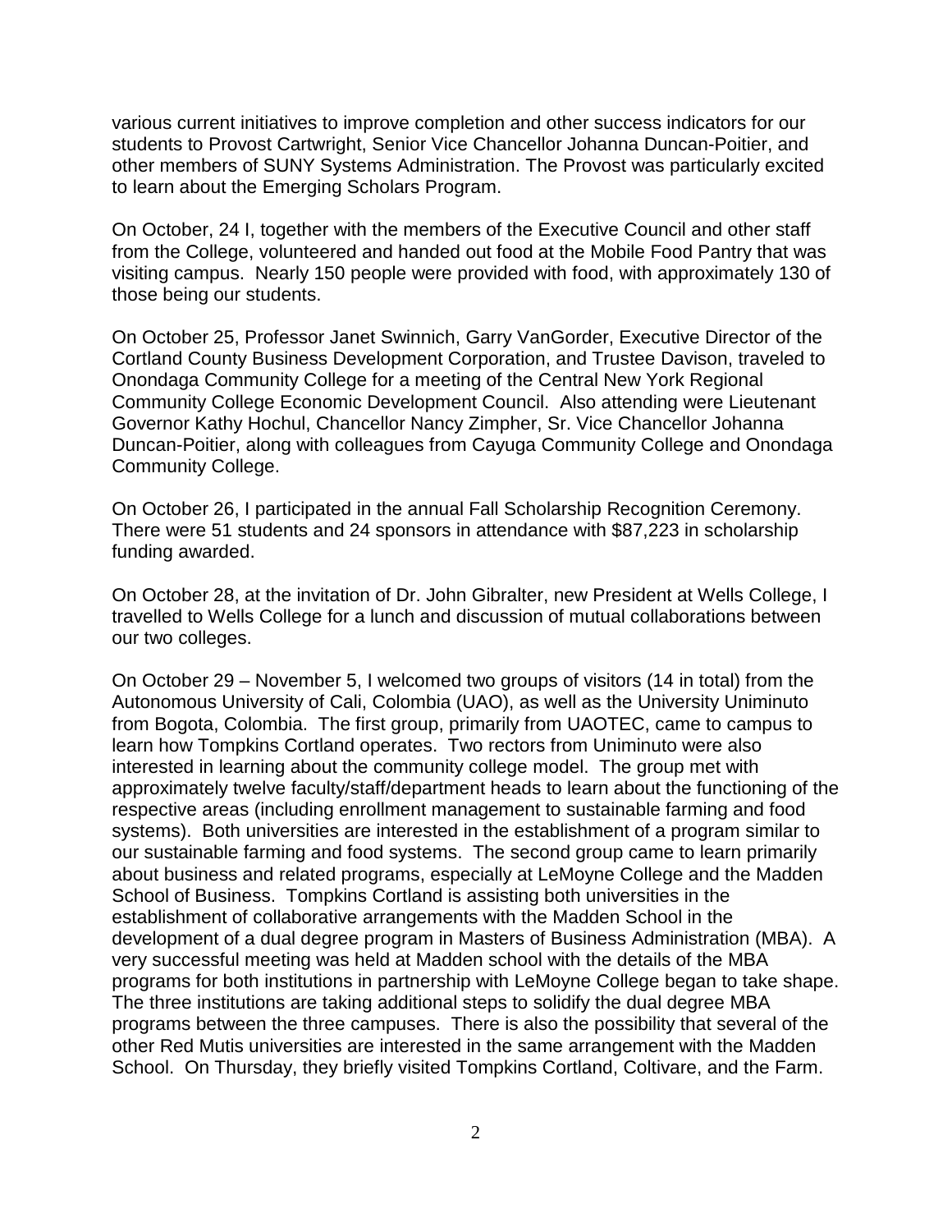various current initiatives to improve completion and other success indicators for our students to Provost Cartwright, Senior Vice Chancellor Johanna Duncan-Poitier, and other members of SUNY Systems Administration. The Provost was particularly excited to learn about the Emerging Scholars Program.

On October, 24 I, together with the members of the Executive Council and other staff from the College, volunteered and handed out food at the Mobile Food Pantry that was visiting campus. Nearly 150 people were provided with food, with approximately 130 of those being our students.

On October 25, Professor Janet Swinnich, Garry VanGorder, Executive Director of the Cortland County Business Development Corporation, and Trustee Davison, traveled to Onondaga Community College for a meeting of the Central New York Regional Community College Economic Development Council. Also attending were Lieutenant Governor Kathy Hochul, Chancellor Nancy Zimpher, Sr. Vice Chancellor Johanna Duncan-Poitier, along with colleagues from Cayuga Community College and Onondaga Community College.

On October 26, I participated in the annual Fall Scholarship Recognition Ceremony. There were 51 students and 24 sponsors in attendance with $87,223 in scholarship funding awarded.

On October 28, at the invitation of Dr. John Gibralter, new President at Wells College, I travelled to Wells College for a lunch and discussion of mutual collaborations between our two colleges.

On October 29 – November 5, I welcomed two groups of visitors (14 in total) from the Autonomous University of Cali, Colombia (UAO), as well as the University Uniminuto from Bogota, Colombia. The first group, primarily from UAOTEC, came to campus to learn how Tompkins Cortland operates. Two rectors from Uniminuto were also interested in learning about the community college model. The group met with approximately twelve faculty/staff/department heads to learn about the functioning of the respective areas (including enrollment management to sustainable farming and food systems). Both universities are interested in the establishment of a program similar to our sustainable farming and food systems. The second group came to learn primarily about business and related programs, especially at LeMoyne College and the Madden School of Business. Tompkins Cortland is assisting both universities in the establishment of collaborative arrangements with the Madden School in the development of a dual degree program in Masters of Business Administration (MBA). A very successful meeting was held at Madden school with the details of the MBA programs for both institutions in partnership with LeMoyne College began to take shape. The three institutions are taking additional steps to solidify the dual degree MBA programs between the three campuses. There is also the possibility that several of the other Red Mutis universities are interested in the same arrangement with the Madden School. On Thursday, they briefly visited Tompkins Cortland, Coltivare, and the Farm.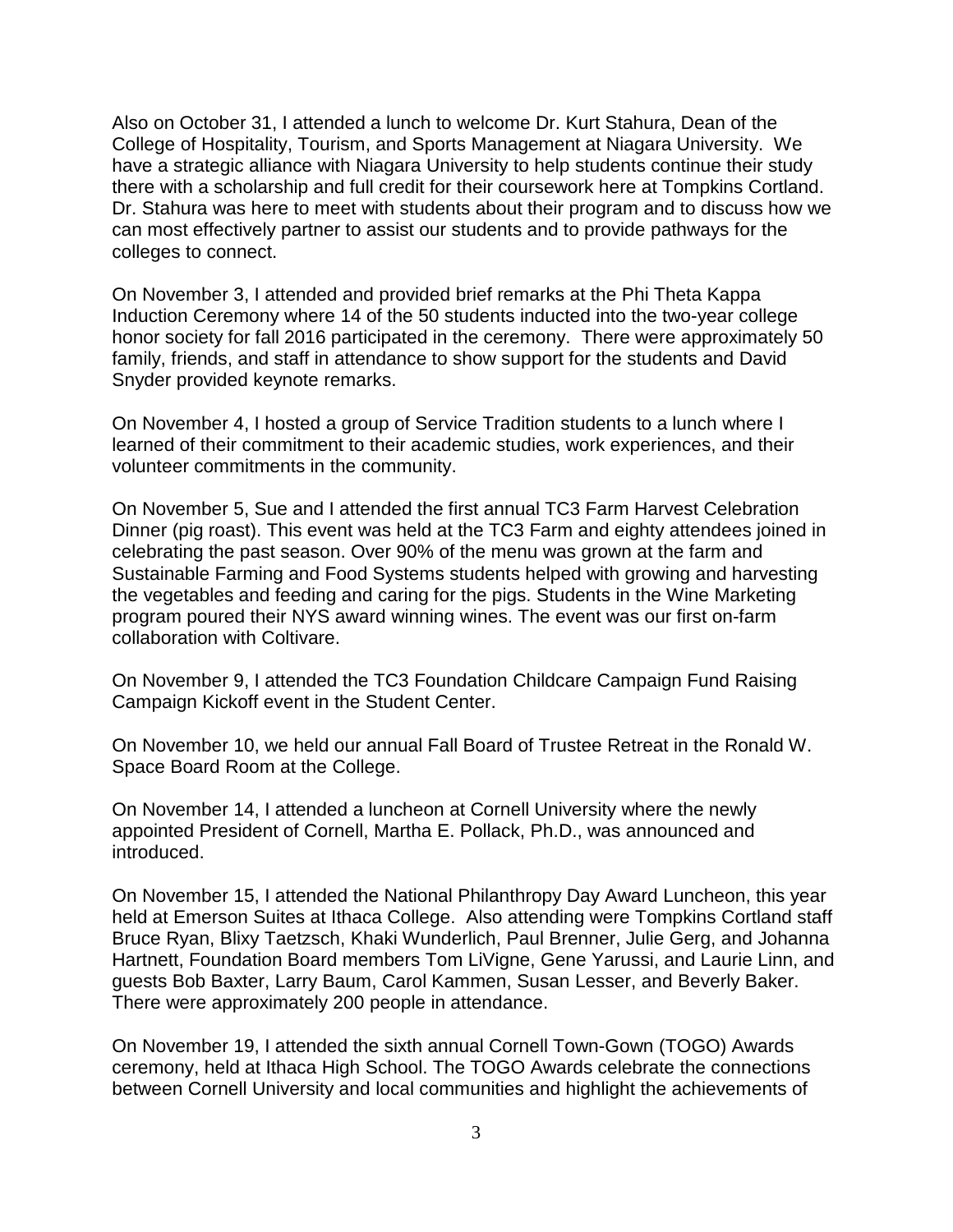Also on October 31, I attended a lunch to welcome Dr. Kurt Stahura, Dean of the College of Hospitality, Tourism, and Sports Management at Niagara University. We have a strategic alliance with Niagara University to help students continue their study there with a scholarship and full credit for their coursework here at Tompkins Cortland. Dr. Stahura was here to meet with students about their program and to discuss how we can most effectively partner to assist our students and to provide pathways for the colleges to connect.

On November 3, I attended and provided brief remarks at the Phi Theta Kappa Induction Ceremony where 14 of the 50 students inducted into the two-year college honor society for fall 2016 participated in the ceremony. There were approximately 50 family, friends, and staff in attendance to show support for the students and David Snyder provided keynote remarks.

On November 4, I hosted a group of Service Tradition students to a lunch where I learned of their commitment to their academic studies, work experiences, and their volunteer commitments in the community.

On November 5, Sue and I attended the first annual TC3 Farm Harvest Celebration Dinner (pig roast). This event was held at the TC3 Farm and eighty attendees joined in celebrating the past season. Over 90% of the menu was grown at the farm and Sustainable Farming and Food Systems students helped with growing and harvesting the vegetables and feeding and caring for the pigs. Students in the Wine Marketing program poured their NYS award winning wines. The event was our first on-farm collaboration with Coltivare.

On November 9, I attended the TC3 Foundation Childcare Campaign Fund Raising Campaign Kickoff event in the Student Center.

On November 10, we held our annual Fall Board of Trustee Retreat in the Ronald W. Space Board Room at the College.

On November 14, I attended a luncheon at Cornell University where the newly appointed President of Cornell, Martha E. Pollack, Ph.D., was announced and introduced.

On November 15, I attended the National Philanthropy Day Award Luncheon, this year held at Emerson Suites at Ithaca College. Also attending were Tompkins Cortland staff Bruce Ryan, Blixy Taetzsch, Khaki Wunderlich, Paul Brenner, Julie Gerg, and Johanna Hartnett, Foundation Board members Tom LiVigne, Gene Yarussi, and Laurie Linn, and guests Bob Baxter, Larry Baum, Carol Kammen, Susan Lesser, and Beverly Baker. There were approximately 200 people in attendance.

On November 19, I attended the sixth annual Cornell Town-Gown (TOGO) Awards ceremony, held at Ithaca High School. The TOGO Awards celebrate the connections between Cornell University and local communities and highlight the achievements of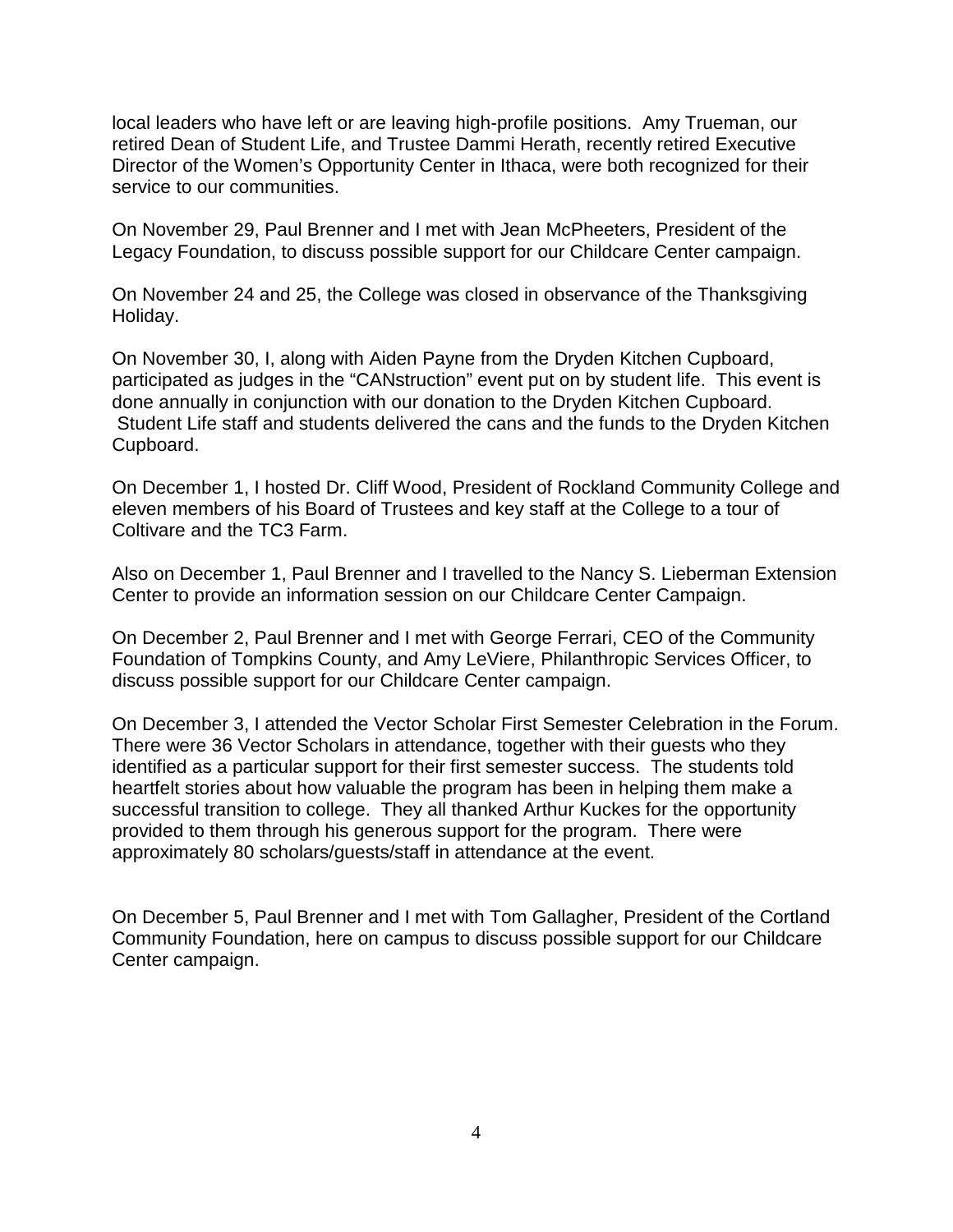local leaders who have left or are leaving high-profile positions. Amy Trueman, our retired Dean of Student Life, and Trustee Dammi Herath, recently retired Executive Director of the Women's Opportunity Center in Ithaca, were both recognized for their service to our communities.

On November 29, Paul Brenner and I met with Jean McPheeters, President of the Legacy Foundation, to discuss possible support for our Childcare Center campaign.

On November 24 and 25, the College was closed in observance of the Thanksgiving Holiday.

On November 30, I, along with Aiden Payne from the Dryden Kitchen Cupboard, participated as judges in the "CANstruction" event put on by student life. This event is done annually in conjunction with our donation to the Dryden Kitchen Cupboard. Student Life staff and students delivered the cans and the funds to the Dryden Kitchen Cupboard.

On December 1, I hosted Dr. Cliff Wood, President of Rockland Community College and eleven members of his Board of Trustees and key staff at the College to a tour of Coltivare and the TC3 Farm.

Also on December 1, Paul Brenner and I travelled to the Nancy S. Lieberman Extension Center to provide an information session on our Childcare Center Campaign.

On December 2, Paul Brenner and I met with George Ferrari, CEO of the Community Foundation of Tompkins County, and Amy LeViere, Philanthropic Services Officer, to discuss possible support for our Childcare Center campaign.

On December 3, I attended the Vector Scholar First Semester Celebration in the Forum. There were 36 Vector Scholars in attendance, together with their guests who they identified as a particular support for their first semester success. The students told heartfelt stories about how valuable the program has been in helping them make a successful transition to college. They all thanked Arthur Kuckes for the opportunity provided to them through his generous support for the program. There were approximately 80 scholars/guests/staff in attendance at the event.

On December 5, Paul Brenner and I met with Tom Gallagher, President of the Cortland Community Foundation, here on campus to discuss possible support for our Childcare Center campaign.